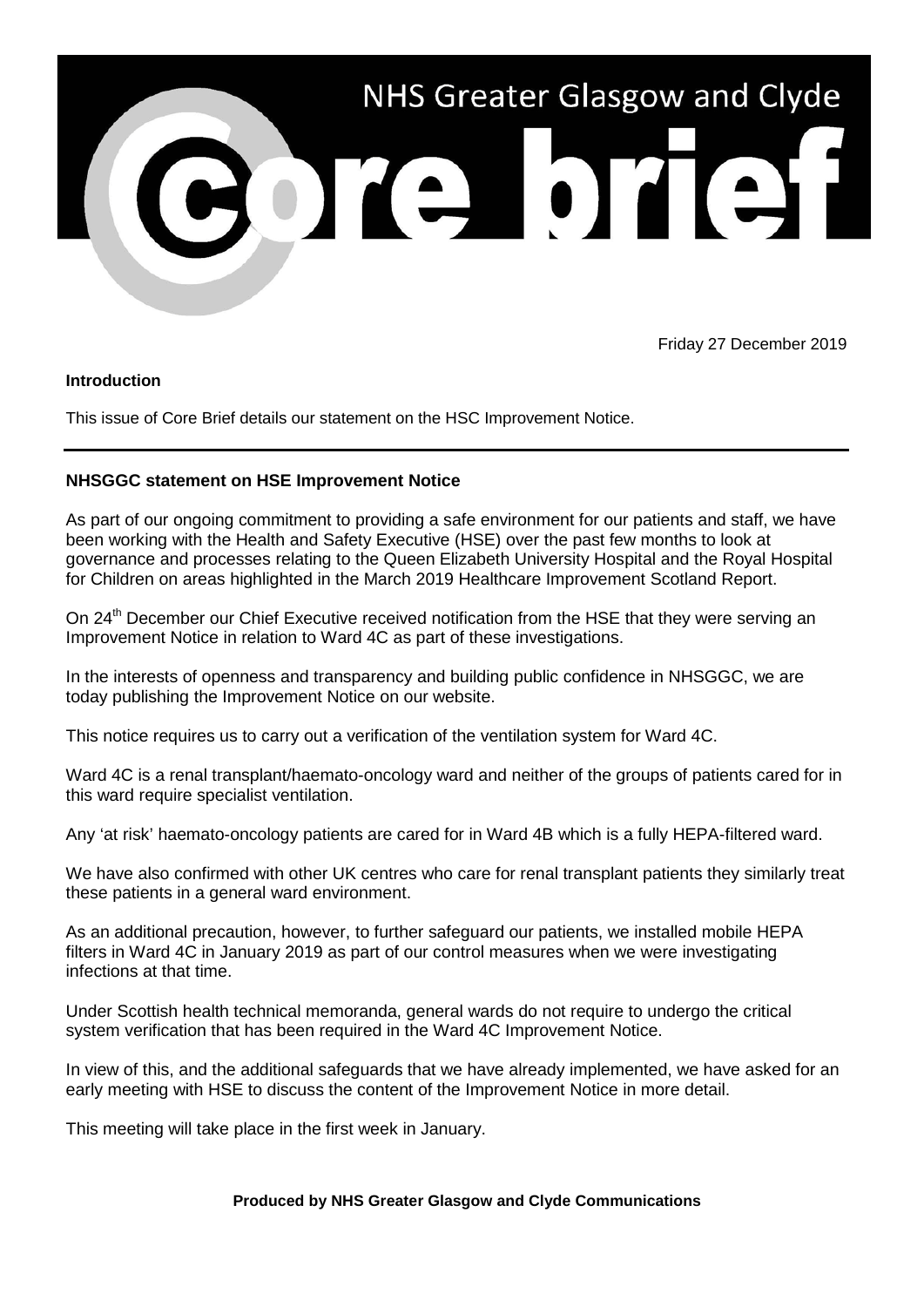# NHS Greater Glasgow and Clyde

# Core brief

Friday 27 December 2019

**Introduction**

This issue of Core Brief details our statement on the HSC Improvement Notice.

---

**NHSGGC statement on HSE Improvement Notice**

As part of our ongoing commitment to providing a safe environment for our patients and staff, we have been working with the Health and Safety Executive (HSE) over the past few months to look at governance and processes relating to the Queen Elizabeth University Hospital and the Royal Hospital for Children on areas highlighted in the March 2019 Healthcare Improvement Scotland Report.

On 24th December our Chief Executive received notification from the HSE that they were serving an Improvement Notice in relation to Ward 4C as part of these investigations.

In the interests of openness and transparency and building public confidence in NHSGGC, we are today publishing the Improvement Notice on our website.

This notice requires us to carry out a verification of the ventilation system for Ward 4C.

Ward 4C is a renal transplant/haemato-oncology ward and neither of the groups of patients cared for in this ward require specialist ventilation.

Any 'at risk' haemato-oncology patients are cared for in Ward 4B which is a fully HEPA-filtered ward.

We have also confirmed with other UK centres who care for renal transplant patients they similarly treat these patients in a general ward environment.

As an additional precaution, however, to further safeguard our patients, we installed mobile HEPA filters in Ward 4C in January 2019 as part of our control measures when we were investigating infections at that time.

Under Scottish health technical memoranda, general wards do not require to undergo the critical system verification that has been required in the Ward 4C Improvement Notice.

In view of this, and the additional safeguards that we have already implemented, we have asked for an early meeting with HSE to discuss the content of the Improvement Notice in more detail.

This meeting will take place in the first week in January.

**Produced by NHS Greater Glasgow and Clyde Communications**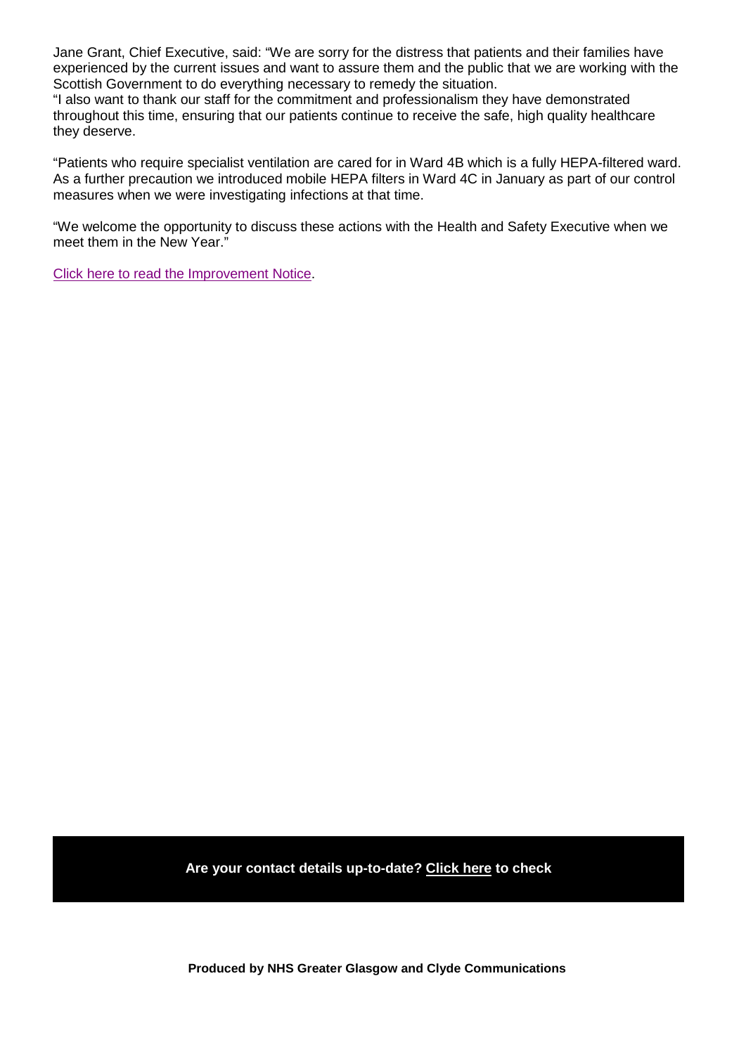Jane Grant, Chief Executive, said: "We are sorry for the distress that patients and their families have experienced by the current issues and want to assure them and the public that we are working with the Scottish Government to do everything necessary to remedy the situation.

"I also want to thank our staff for the commitment and professionalism they have demonstrated throughout this time, ensuring that our patients continue to receive the safe, high quality healthcare they deserve.

"Patients who require specialist ventilation are cared for in Ward 4B which is a fully HEPA-filtered ward. As a further precaution we introduced mobile HEPA filters in Ward 4C in January as part of our control measures when we were investigating infections at that time.

"We welcome the opportunity to discuss these actions with the Health and Safety Executive when we meet them in the New Year."

Click here to read the Improvement Notice.

**Are your contact details up-to-date? Click here to check**

**Produced by NHS Greater Glasgow and Clyde Communications**